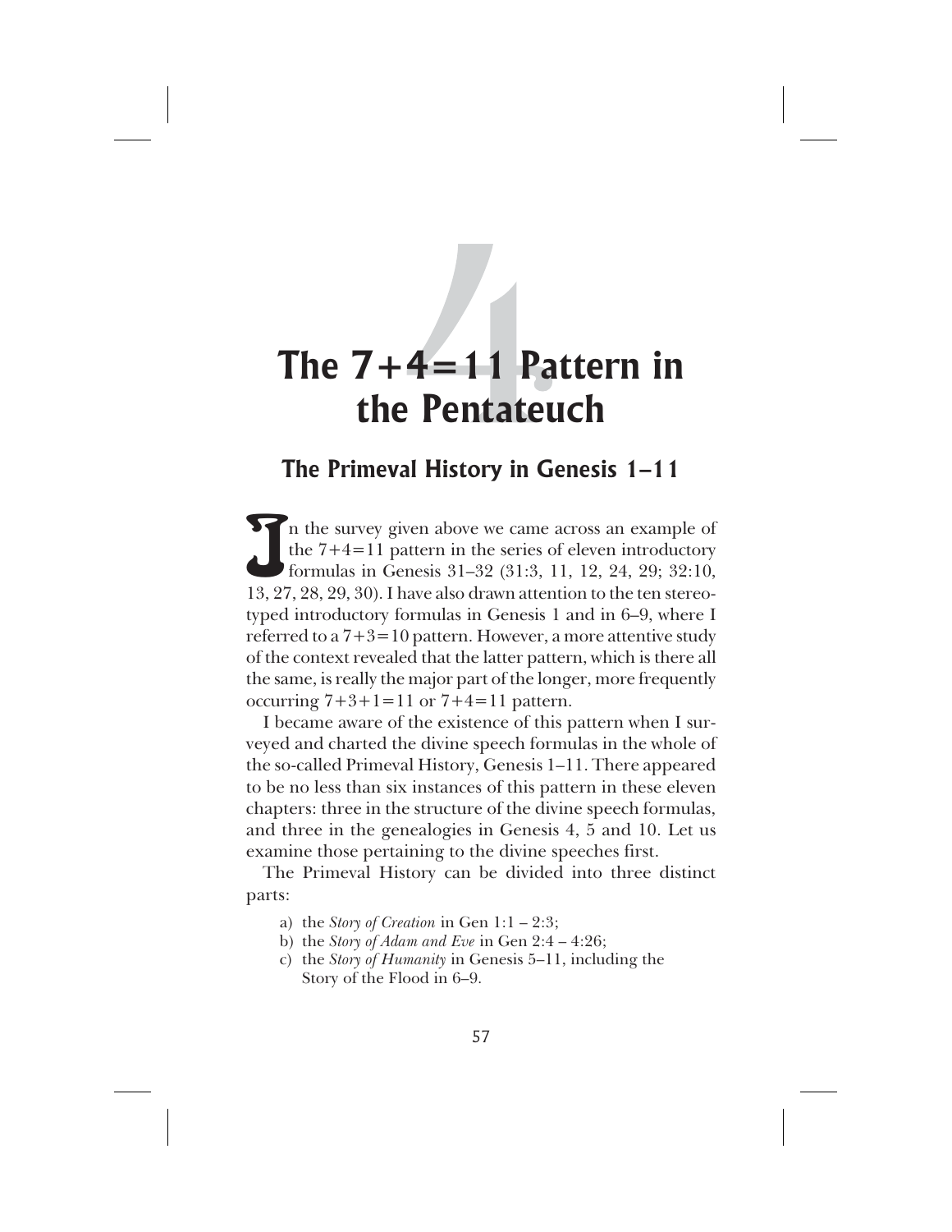# The 7+4=11 Pattern in the Pentateuch

## The Primeval History in Genesis 1–11

In the survey given above we came across an example of the 7+4=11 pattern in the series of eleven introductory formulas in Genesis 31–32 (31:3, 11, 12, 24, 29; 32:10, 13, 27, 28, 29, 30). I have also drawn attention to the ten stereotyped introductory formulas in Genesis 1 and in 6–9, where I referred to a 7+3=10 pattern. However, a more attentive study of the context revealed that the latter pattern, which is there all the same, is really the major part of the longer, more frequently occurring 7+3+1=11 or 7+4=11 pattern.

I became aware of the existence of this pattern when I surveyed and charted the divine speech formulas in the whole of the so-called Primeval History, Genesis 1–11. There appeared to be no less than six instances of this pattern in these eleven chapters: three in the structure of the divine speech formulas, and three in the genealogies in Genesis 4, 5 and 10. Let us examine those pertaining to the divine speeches first.

The Primeval History can be divided into three distinct parts:

a) the *Story of Creation* in Gen 1:1 – 2:3;
b) the *Story of Adam and Eve* in Gen 2:4 – 4:26;
c) the *Story of Humanity* in Genesis 5–11, including the Story of the Flood in 6–9.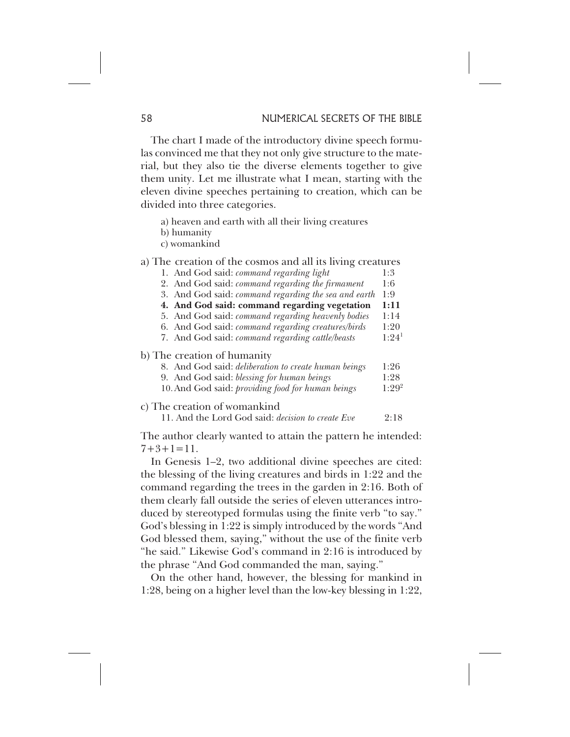The chart I made of the introductory divine speech formulas convinced me that they not only give structure to the material, but they also tie the diverse elements together to give them unity. Let me illustrate what I mean, starting with the eleven divine speeches pertaining to creation, which can be divided into three categories.

a) heaven and earth with all their living creatures
b) humanity
c) womankind

a) The creation of the cosmos and all its living creatures

| | |
|---|---|
| 1. And God said: *command regarding light* | 1:3 |
| 2. And God said: *command regarding the firmament* | 1:6 |
| 3. And God said: *command regarding the sea and earth* | 1:9 |
| **4. And God said: command regarding vegetation** | **1:11** |
| 5. And God said: *command regarding heavenly bodies* | 1:14 |
| 6. And God said: *command regarding creatures/birds* | 1:20 |
| 7. And God said: *command regarding cattle/beasts* | 1:24[1] |

b) The creation of humanity

| | |
|---|---|
| 8. And God said: *deliberation to create human beings* | 1:26 |
| 9. And God said: *blessing for human beings* | 1:28 |
| 10. And God said: *providing food for human beings* | 1:29[2] |

c) The creation of womankind

| | |
|---|---|
| 11. And the Lord God said: *decision to create Eve* | 2:18 |

The author clearly wanted to attain the pattern he intended: 7+3+1=11.

In Genesis 1–2, two additional divine speeches are cited: the blessing of the living creatures and birds in 1:22 and the command regarding the trees in the garden in 2:16. Both of them clearly fall outside the series of eleven utterances introduced by stereotyped formulas using the finite verb "to say." God's blessing in 1:22 is simply introduced by the words "And God blessed them, saying," without the use of the finite verb "he said." Likewise God's command in 2:16 is introduced by the phrase "And God commanded the man, saying."

On the other hand, however, the blessing for mankind in 1:28, being on a higher level than the low-key blessing in 1:22,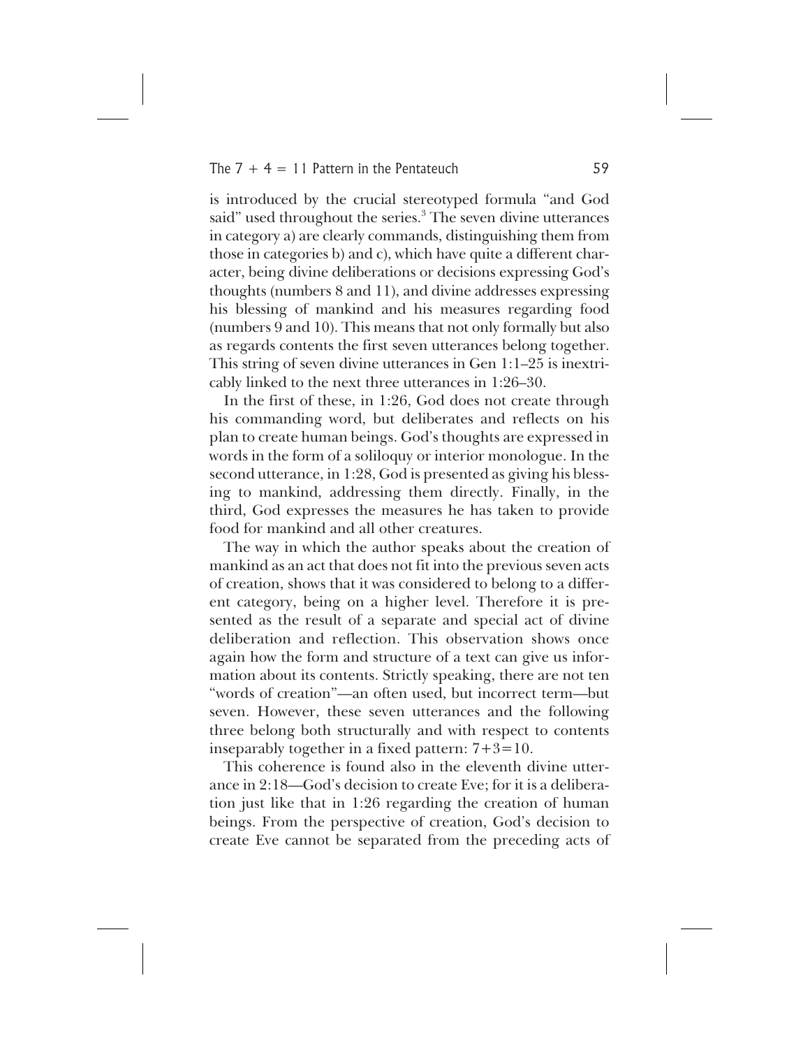is introduced by the crucial stereotyped formula "and God said" used throughout the series.[3] The seven divine utterances in category a) are clearly commands, distinguishing them from those in categories b) and c), which have quite a different character, being divine deliberations or decisions expressing God's thoughts (numbers 8 and 11), and divine addresses expressing his blessing of mankind and his measures regarding food (numbers 9 and 10). This means that not only formally but also as regards contents the first seven utterances belong together. This string of seven divine utterances in Gen 1:1–25 is inextricably linked to the next three utterances in 1:26–30.

In the first of these, in 1:26, God does not create through his commanding word, but deliberates and reflects on his plan to create human beings. God's thoughts are expressed in words in the form of a soliloquy or interior monologue. In the second utterance, in 1:28, God is presented as giving his blessing to mankind, addressing them directly. Finally, in the third, God expresses the measures he has taken to provide food for mankind and all other creatures.

The way in which the author speaks about the creation of mankind as an act that does not fit into the previous seven acts of creation, shows that it was considered to belong to a different category, being on a higher level. Therefore it is presented as the result of a separate and special act of divine deliberation and reflection. This observation shows once again how the form and structure of a text can give us information about its contents. Strictly speaking, there are not ten "words of creation"—an often used, but incorrect term—but seven. However, these seven utterances and the following three belong both structurally and with respect to contents inseparably together in a fixed pattern: 7+3=10.

This coherence is found also in the eleventh divine utterance in 2:18—God's decision to create Eve; for it is a deliberation just like that in 1:26 regarding the creation of human beings. From the perspective of creation, God's decision to create Eve cannot be separated from the preceding acts of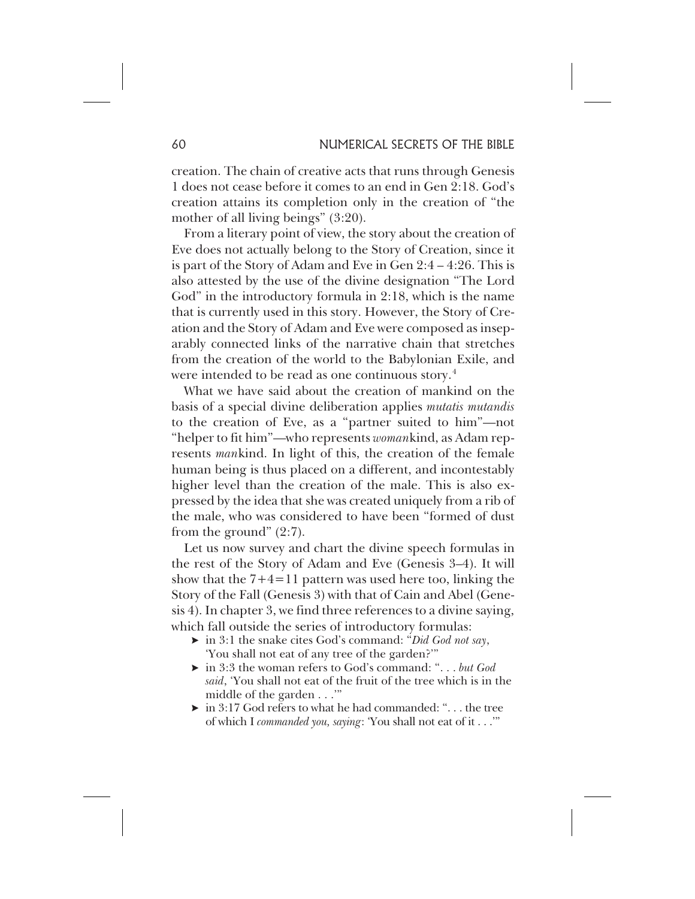creation. The chain of creative acts that runs through Genesis 1 does not cease before it comes to an end in Gen 2:18. God's creation attains its completion only in the creation of "the mother of all living beings" (3:20).

From a literary point of view, the story about the creation of Eve does not actually belong to the Story of Creation, since it is part of the Story of Adam and Eve in Gen 2:4 – 4:26. This is also attested by the use of the divine designation "The Lord God" in the introductory formula in 2:18, which is the name that is currently used in this story. However, the Story of Creation and the Story of Adam and Eve were composed as inseparably connected links of the narrative chain that stretches from the creation of the world to the Babylonian Exile, and were intended to be read as one continuous story.[4]

What we have said about the creation of mankind on the basis of a special divine deliberation applies *mutatis mutandis* to the creation of Eve, as a "partner suited to him"—not "helper to fit him"—who represents *woman*kind, as Adam represents *man*kind. In light of this, the creation of the female human being is thus placed on a different, and incontestably higher level than the creation of the male. This is also expressed by the idea that she was created uniquely from a rib of the male, who was considered to have been "formed of dust from the ground" (2:7).

Let us now survey and chart the divine speech formulas in the rest of the Story of Adam and Eve (Genesis 3–4). It will show that the 7+4=11 pattern was used here too, linking the Story of the Fall (Genesis 3) with that of Cain and Abel (Genesis 4). In chapter 3, we find three references to a divine saying, which fall outside the series of introductory formulas:

- in 3:1 the snake cites God's command: "*Did God not say*, 'You shall not eat of any tree of the garden?'"
- in 3:3 the woman refers to God's command: ". . . *but God said*, 'You shall not eat of the fruit of the tree which is in the middle of the garden . . .'"
- in 3:17 God refers to what he had commanded: ". . . the tree of which I *commanded you, saying*: 'You shall not eat of it . . .'"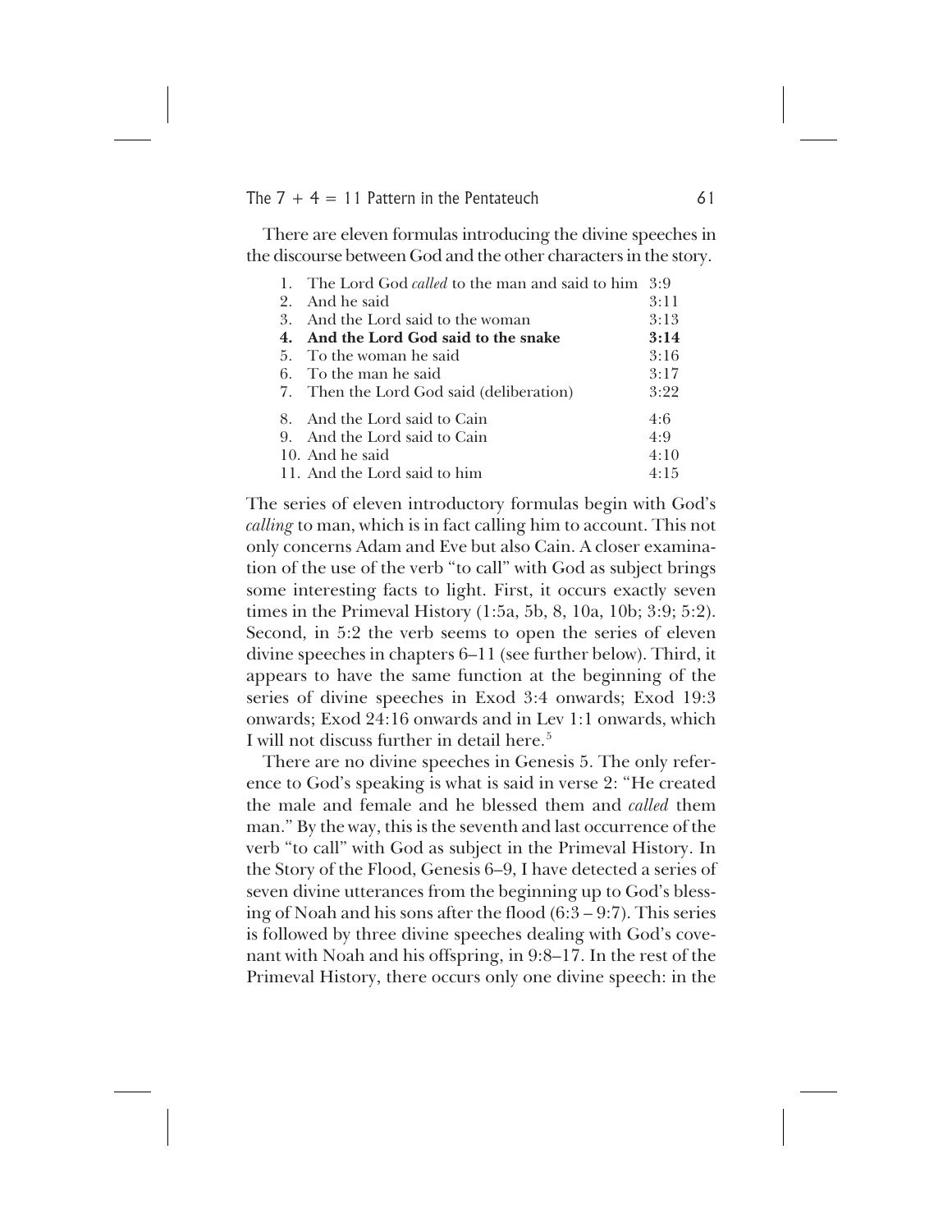There are eleven formulas introducing the divine speeches in the discourse between God and the other characters in the story.

| | | |
|---|---|---|
| 1. | The Lord God *called* to the man and said to him | 3:9 |
| 2. | And he said | 3:11 |
| 3. | And the Lord said to the woman | 3:13 |
| **4.** | **And the Lord God said to the snake** | **3:14** |
| 5. | To the woman he said | 3:16 |
| 6. | To the man he said | 3:17 |
| 7. | Then the Lord God said (deliberation) | 3:22 |
| 8. | And the Lord said to Cain | 4:6 |
| 9. | And the Lord said to Cain | 4:9 |
| 10. | And he said | 4:10 |
| 11. | And the Lord said to him | 4:15 |

The series of eleven introductory formulas begin with God's *calling* to man, which is in fact calling him to account. This not only concerns Adam and Eve but also Cain. A closer examination of the use of the verb "to call" with God as subject brings some interesting facts to light. First, it occurs exactly seven times in the Primeval History (1:5a, 5b, 8, 10a, 10b; 3:9; 5:2). Second, in 5:2 the verb seems to open the series of eleven divine speeches in chapters 6–11 (see further below). Third, it appears to have the same function at the beginning of the series of divine speeches in Exod 3:4 onwards; Exod 19:3 onwards; Exod 24:16 onwards and in Lev 1:1 onwards, which I will not discuss further in detail here.[5]

There are no divine speeches in Genesis 5. The only reference to God's speaking is what is said in verse 2: "He created the male and female and he blessed them and *called* them man." By the way, this is the seventh and last occurrence of the verb "to call" with God as subject in the Primeval History. In the Story of the Flood, Genesis 6–9, I have detected a series of seven divine utterances from the beginning up to God's blessing of Noah and his sons after the flood (6:3 – 9:7). This series is followed by three divine speeches dealing with God's covenant with Noah and his offspring, in 9:8–17. In the rest of the Primeval History, there occurs only one divine speech: in the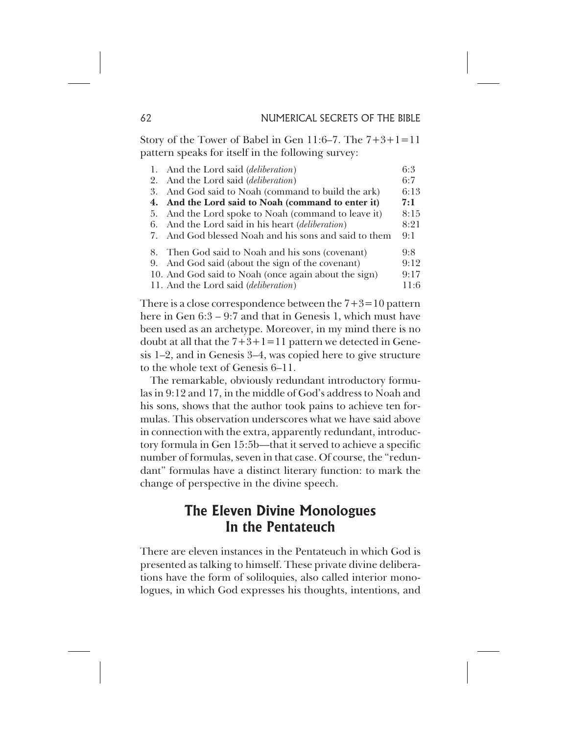Story of the Tower of Babel in Gen 11:6–7. The 7+3+1=11 pattern speaks for itself in the following survey:

| | | |
|---|---|---|
| 1. | And the Lord said (*deliberation*) | 6:3 |
| 2. | And the Lord said (*deliberation*) | 6:7 |
| 3. | And God said to Noah (command to build the ark) | 6:13 |
| **4.** | **And the Lord said to Noah (command to enter it)** | **7:1** |
| 5. | And the Lord spoke to Noah (command to leave it) | 8:15 |
| 6. | And the Lord said in his heart (*deliberation*) | 8:21 |
| 7. | And God blessed Noah and his sons and said to them | 9:1 |
| 8. | Then God said to Noah and his sons (covenant) | 9:8 |
| 9. | And God said (about the sign of the covenant) | 9:12 |
| 10. | And God said to Noah (once again about the sign) | 9:17 |
| 11. | And the Lord said (*deliberation*) | 11:6 |

There is a close correspondence between the 7+3=10 pattern here in Gen 6:3 – 9:7 and that in Genesis 1, which must have been used as an archetype. Moreover, in my mind there is no doubt at all that the 7+3+1=11 pattern we detected in Genesis 1–2, and in Genesis 3–4, was copied here to give structure to the whole text of Genesis 6–11.

The remarkable, obviously redundant introductory formulas in 9:12 and 17, in the middle of God's address to Noah and his sons, shows that the author took pains to achieve ten formulas. This observation underscores what we have said above in connection with the extra, apparently redundant, introductory formula in Gen 15:5b—that it served to achieve a specific number of formulas, seven in that case. Of course, the "redundant" formulas have a distinct literary function: to mark the change of perspective in the divine speech.

## The Eleven Divine Monologues In the Pentateuch

There are eleven instances in the Pentateuch in which God is presented as talking to himself. These private divine deliberations have the form of soliloquies, also called interior monologues, in which God expresses his thoughts, intentions, and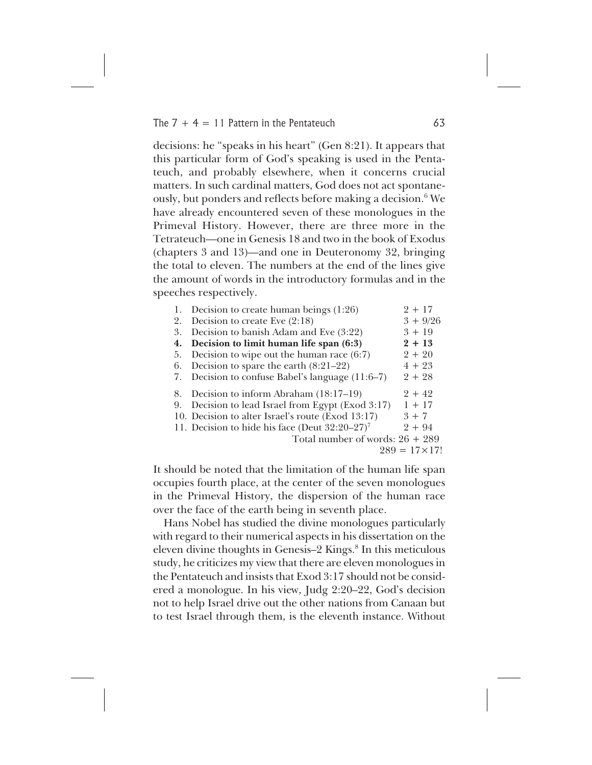decisions: he "speaks in his heart" (Gen 8:21). It appears that this particular form of God's speaking is used in the Pentateuch, and probably elsewhere, when it concerns crucial matters. In such cardinal matters, God does not act spontaneously, but ponders and reflects before making a decision.[6] We have already encountered seven of these monologues in the Primeval History. However, there are three more in the Tetrateuch—one in Genesis 18 and two in the book of Exodus (chapters 3 and 13)—and one in Deuteronomy 32, bringing the total to eleven. The numbers at the end of the lines give the amount of words in the introductory formulas and in the speeches respectively.

| | | |
|---|---|---|
| 1. | Decision to create human beings (1:26) | 2 + 17 |
| 2. | Decision to create Eve (2:18) | 3 + 9/26 |
| 3. | Decision to banish Adam and Eve (3:22) | 3 + 19 |
| **4.** | **Decision to limit human life span (6:3)** | **2 + 13** |
| 5. | Decision to wipe out the human race (6:7) | 2 + 20 |
| 6. | Decision to spare the earth (8:21–22) | 4 + 23 |
| 7. | Decision to confuse Babel's language (11:6–7) | 2 + 28 |
| 8. | Decision to inform Abraham (18:17–19) | 2 + 42 |
| 9. | Decision to lead Israel from Egypt (Exod 3:17) | 1 + 17 |
| 10. | Decision to alter Israel's route (Exod 13:17) | 3 + 7 |
| 11. | Decision to hide his face (Deut 32:20–27)[7] | 2 + 94 |
| | Total number of words: | 26 + 289 |
| | | 289 = 17×17! |

It should be noted that the limitation of the human life span occupies fourth place, at the center of the seven monologues in the Primeval History, the dispersion of the human race over the face of the earth being in seventh place.

Hans Nobel has studied the divine monologues particularly with regard to their numerical aspects in his dissertation on the eleven divine thoughts in Genesis–2 Kings.[8] In this meticulous study, he criticizes my view that there are eleven monologues in the Pentateuch and insists that Exod 3:17 should not be considered a monologue. In his view, Judg 2:20–22, God's decision not to help Israel drive out the other nations from Canaan but to test Israel through them, is the eleventh instance. Without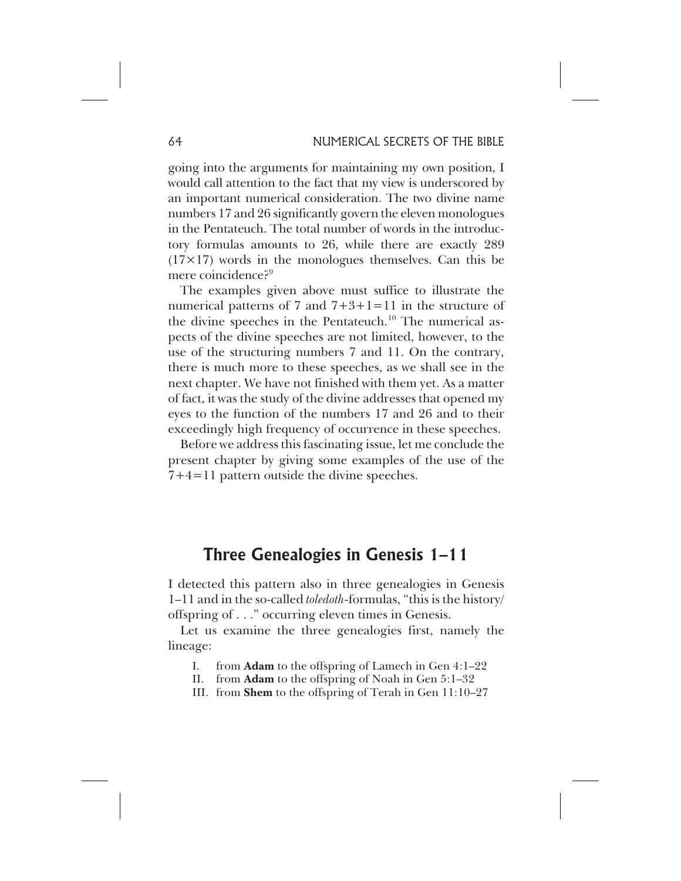going into the arguments for maintaining my own position, I would call attention to the fact that my view is underscored by an important numerical consideration. The two divine name numbers 17 and 26 significantly govern the eleven monologues in the Pentateuch. The total number of words in the introductory formulas amounts to 26, while there are exactly 289 (17×17) words in the monologues themselves. Can this be mere coincidence?[9]

The examples given above must suffice to illustrate the numerical patterns of 7 and 7+3+1=11 in the structure of the divine speeches in the Pentateuch.[10] The numerical aspects of the divine speeches are not limited, however, to the use of the structuring numbers 7 and 11. On the contrary, there is much more to these speeches, as we shall see in the next chapter. We have not finished with them yet. As a matter of fact, it was the study of the divine addresses that opened my eyes to the function of the numbers 17 and 26 and to their exceedingly high frequency of occurrence in these speeches.

Before we address this fascinating issue, let me conclude the present chapter by giving some examples of the use of the 7+4=11 pattern outside the divine speeches.

## Three Genealogies in Genesis 1–11

I detected this pattern also in three genealogies in Genesis 1–11 and in the so-called *toledoth*-formulas, "this is the history/offspring of . . ." occurring eleven times in Genesis.

Let us examine the three genealogies first, namely the lineage:

I. from **Adam** to the offspring of Lamech in Gen 4:1–22
II. from **Adam** to the offspring of Noah in Gen 5:1–32
III. from **Shem** to the offspring of Terah in Gen 11:10–27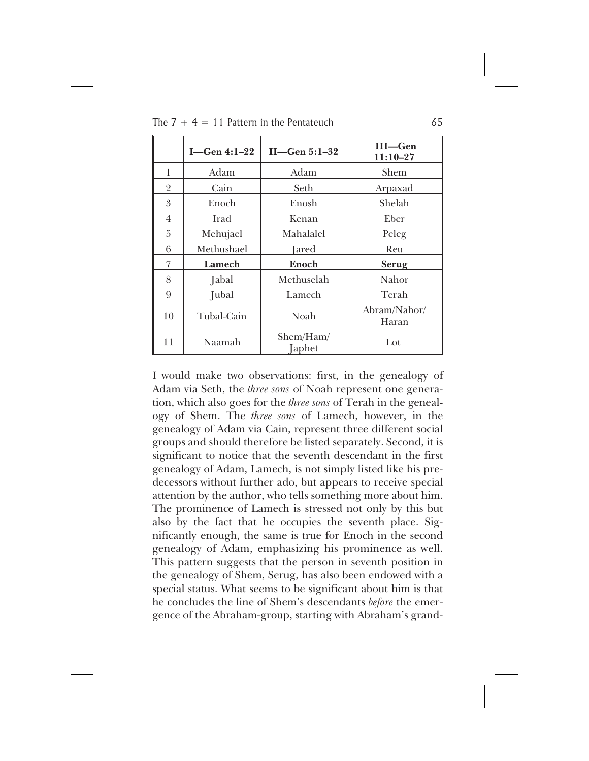|  | **I—Gen 4:1–22** | **II—Gen 5:1–32** | **III—Gen 11:10–27** |
|---|---|---|---|
| 1 | Adam | Adam | Shem |
| 2 | Cain | Seth | Arpaxad |
| 3 | Enoch | Enosh | Shelah |
| 4 | Irad | Kenan | Eber |
| 5 | Mehujael | Mahalalel | Peleg |
| 6 | Methushael | Jared | Reu |
| 7 | **Lamech** | **Enoch** | **Serug** |
| 8 | Jabal | Methuselah | Nahor |
| 9 | Jubal | Lamech | Terah |
| 10 | Tubal-Cain | Noah | Abram/Nahor/ Haran |
| 11 | Naamah | Shem/Ham/ Japhet | Lot |

I would make two observations: first, in the genealogy of Adam via Seth, the *three sons* of Noah represent one generation, which also goes for the *three sons* of Terah in the genealogy of Shem. The *three sons* of Lamech, however, in the genealogy of Adam via Cain, represent three different social groups and should therefore be listed separately. Second, it is significant to notice that the seventh descendant in the first genealogy of Adam, Lamech, is not simply listed like his predecessors without further ado, but appears to receive special attention by the author, who tells something more about him. The prominence of Lamech is stressed not only by this but also by the fact that he occupies the seventh place. Significantly enough, the same is true for Enoch in the second genealogy of Adam, emphasizing his prominence as well. This pattern suggests that the person in seventh position in the genealogy of Shem, Serug, has also been endowed with a special status. What seems to be significant about him is that he concludes the line of Shem's descendants *before* the emergence of the Abraham-group, starting with Abraham's grand-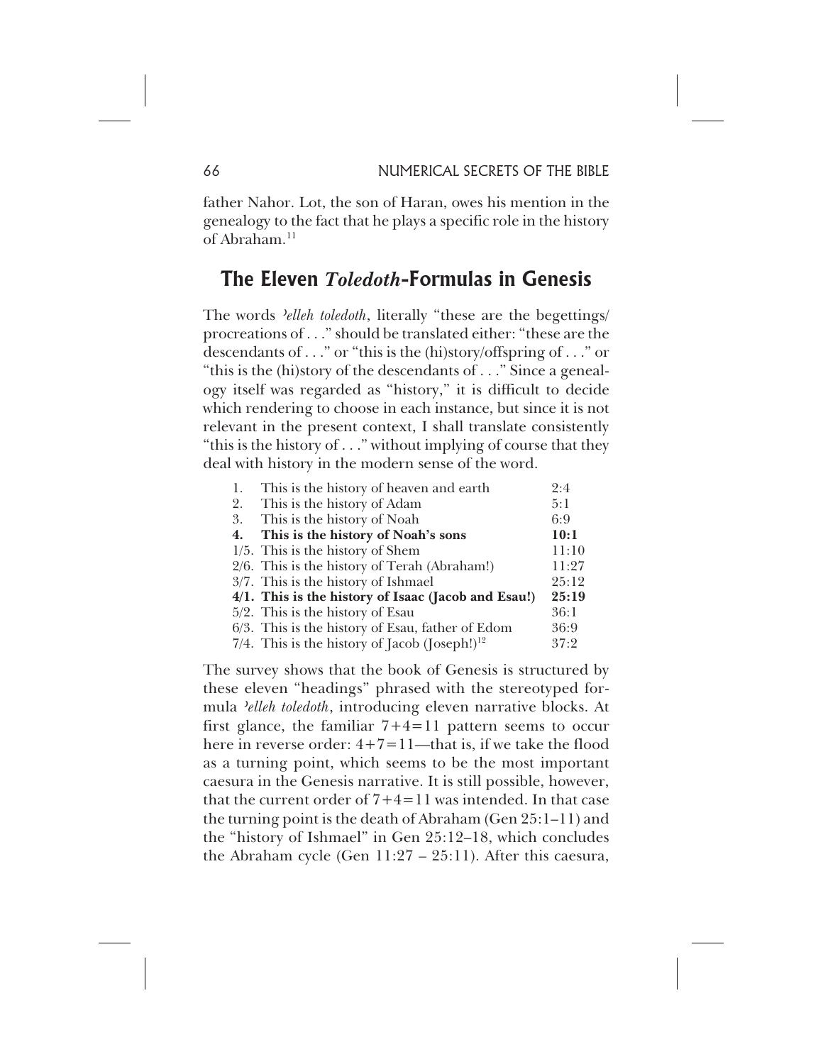father Nahor. Lot, the son of Haran, owes his mention in the genealogy to the fact that he plays a specific role in the history of Abraham.[11]

## The Eleven *Toledoth*-Formulas in Genesis

The words *ʾelleh toledoth*, literally "these are the begettings/procreations of . . ." should be translated either: "these are the descendants of . . ." or "this is the (hi)story/offspring of . . ." or "this is the (hi)story of the descendants of . . ." Since a genealogy itself was regarded as "history," it is difficult to decide which rendering to choose in each instance, but since it is not relevant in the present context, I shall translate consistently "this is the history of . . ." without implying of course that they deal with history in the modern sense of the word.

| | | |
|---|---|---|
| 1. | This is the history of heaven and earth | 2:4 |
| 2. | This is the history of Adam | 5:1 |
| 3. | This is the history of Noah | 6:9 |
| **4.** | **This is the history of Noah's sons** | **10:1** |
| 1/5. | This is the history of Shem | 11:10 |
| 2/6. | This is the history of Terah (Abraham!) | 11:27 |
| 3/7. | This is the history of Ishmael | 25:12 |
| **4/1.** | **This is the history of Isaac (Jacob and Esau!)** | **25:19** |
| 5/2. | This is the history of Esau | 36:1 |
| 6/3. | This is the history of Esau, father of Edom | 36:9 |
| 7/4. | This is the history of Jacob (Joseph!)[12] | 37:2 |

The survey shows that the book of Genesis is structured by these eleven "headings" phrased with the stereotyped formula *ʾelleh toledoth*, introducing eleven narrative blocks. At first glance, the familiar 7+4=11 pattern seems to occur here in reverse order: 4+7=11—that is, if we take the flood as a turning point, which seems to be the most important caesura in the Genesis narrative. It is still possible, however, that the current order of 7+4=11 was intended. In that case the turning point is the death of Abraham (Gen 25:1–11) and the "history of Ishmael" in Gen 25:12–18, which concludes the Abraham cycle (Gen 11:27 – 25:11). After this caesura,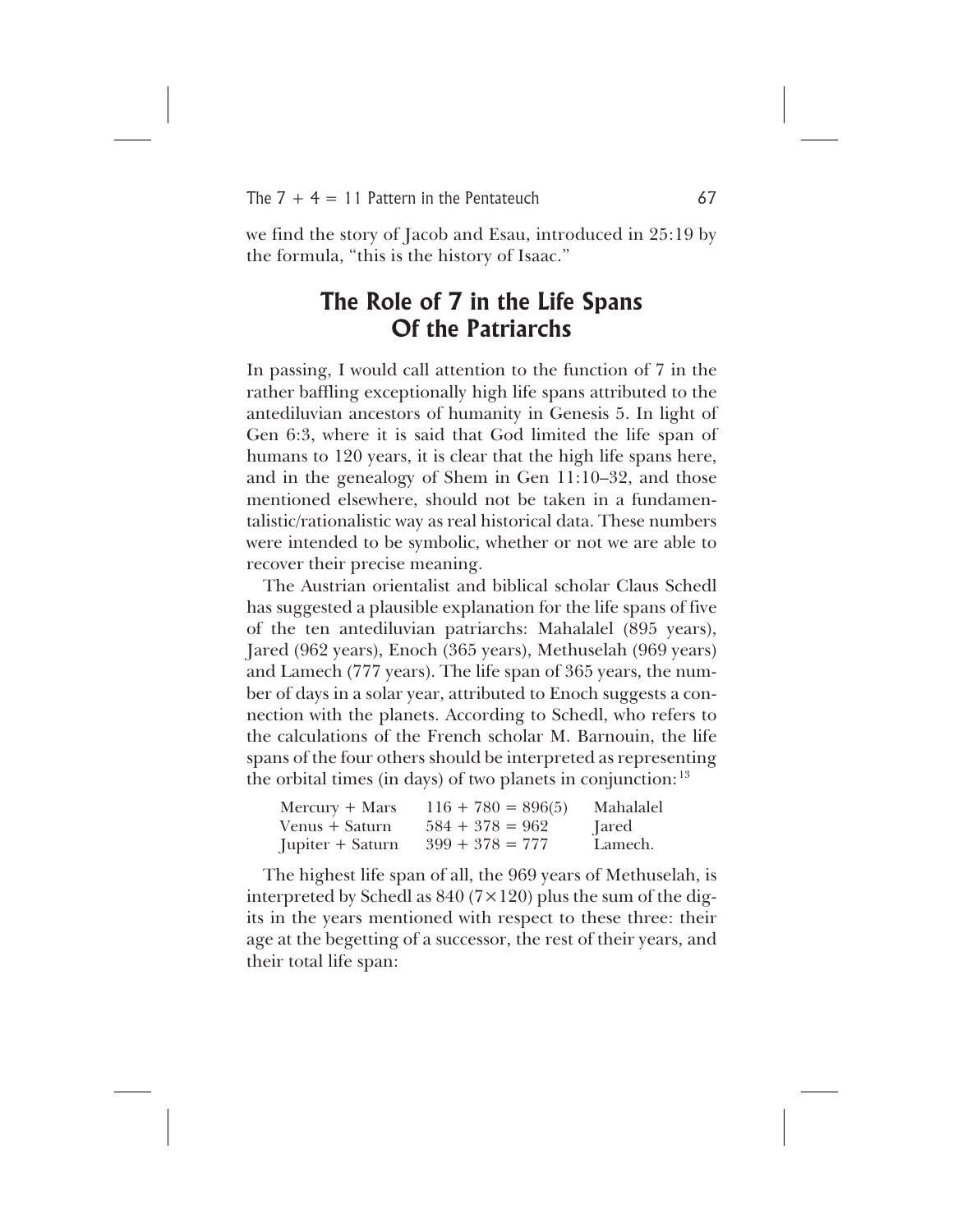we find the story of Jacob and Esau, introduced in 25:19 by the formula, "this is the history of Isaac."

## The Role of 7 in the Life Spans Of the Patriarchs

In passing, I would call attention to the function of 7 in the rather baffling exceptionally high life spans attributed to the antediluvian ancestors of humanity in Genesis 5. In light of Gen 6:3, where it is said that God limited the life span of humans to 120 years, it is clear that the high life spans here, and in the genealogy of Shem in Gen 11:10–32, and those mentioned elsewhere, should not be taken in a fundamentalistic/rationalistic way as real historical data. These numbers were intended to be symbolic, whether or not we are able to recover their precise meaning.

The Austrian orientalist and biblical scholar Claus Schedl has suggested a plausible explanation for the life spans of five of the ten antediluvian patriarchs: Mahalalel (895 years), Jared (962 years), Enoch (365 years), Methuselah (969 years) and Lamech (777 years). The life span of 365 years, the number of days in a solar year, attributed to Enoch suggests a connection with the planets. According to Schedl, who refers to the calculations of the French scholar M. Barnouin, the life spans of the four others should be interpreted as representing the orbital times (in days) of two planets in conjunction:[13]

| | | |
|---|---|---|
| Mercury + Mars | 116 + 780 = 896(5) | Mahalalel |
| Venus + Saturn | 584 + 378 = 962 | Jared |
| Jupiter + Saturn | 399 + 378 = 777 | Lamech. |

The highest life span of all, the 969 years of Methuselah, is interpreted by Schedl as 840 ($7 \times 120$) plus the sum of the digits in the years mentioned with respect to these three: their age at the begetting of a successor, the rest of their years, and their total life span: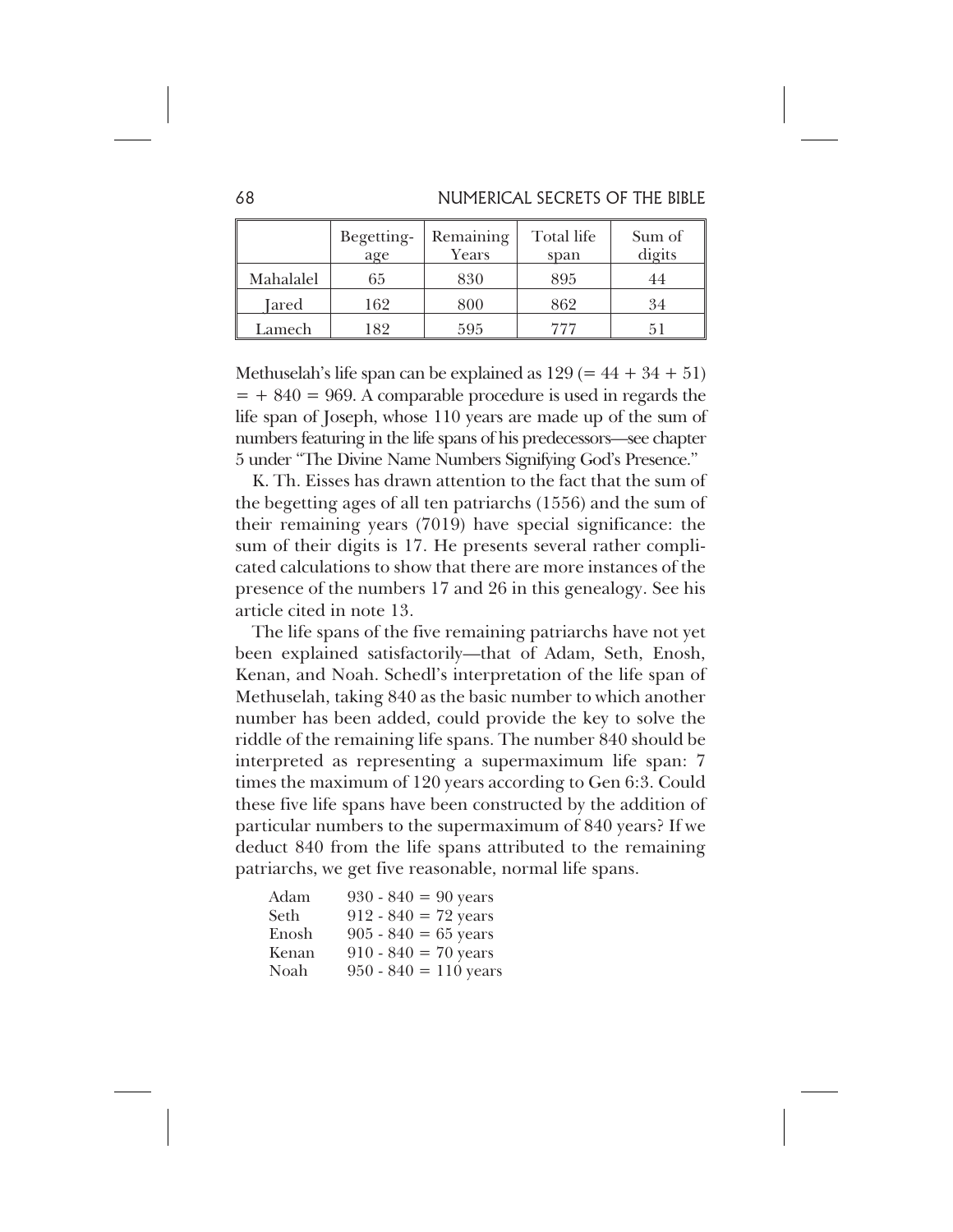| | Begetting-age | Remaining Years | Total life span | Sum of digits |
|---|---|---|---|---|
| Mahalalel | 65 | 830 | 895 | 44 |
| Jared | 162 | 800 | 862 | 34 |
| Lamech | 182 | 595 | 777 | 51 |

Methuselah's life span can be explained as 129 (= 44 + 34 + 51) = + 840 = 969. A comparable procedure is used in regards the life span of Joseph, whose 110 years are made up of the sum of numbers featuring in the life spans of his predecessors—see chapter 5 under "The Divine Name Numbers Signifying God's Presence."

K. Th. Eisses has drawn attention to the fact that the sum of the begetting ages of all ten patriarchs (1556) and the sum of their remaining years (7019) have special significance: the sum of their digits is 17. He presents several rather complicated calculations to show that there are more instances of the presence of the numbers 17 and 26 in this genealogy. See his article cited in note 13.

The life spans of the five remaining patriarchs have not yet been explained satisfactorily—that of Adam, Seth, Enosh, Kenan, and Noah. Schedl's interpretation of the life span of Methuselah, taking 840 as the basic number to which another number has been added, could provide the key to solve the riddle of the remaining life spans. The number 840 should be interpreted as representing a supermaximum life span: 7 times the maximum of 120 years according to Gen 6:3. Could these five life spans have been constructed by the addition of particular numbers to the supermaximum of 840 years? If we deduct 840 from the life spans attributed to the remaining patriarchs, we get five reasonable, normal life spans.

| | |
|---|---|
| Adam | 930 - 840 = 90 years |
| Seth | 912 - 840 = 72 years |
| Enosh | 905 - 840 = 65 years |
| Kenan | 910 - 840 = 70 years |
| Noah | 950 - 840 = 110 years |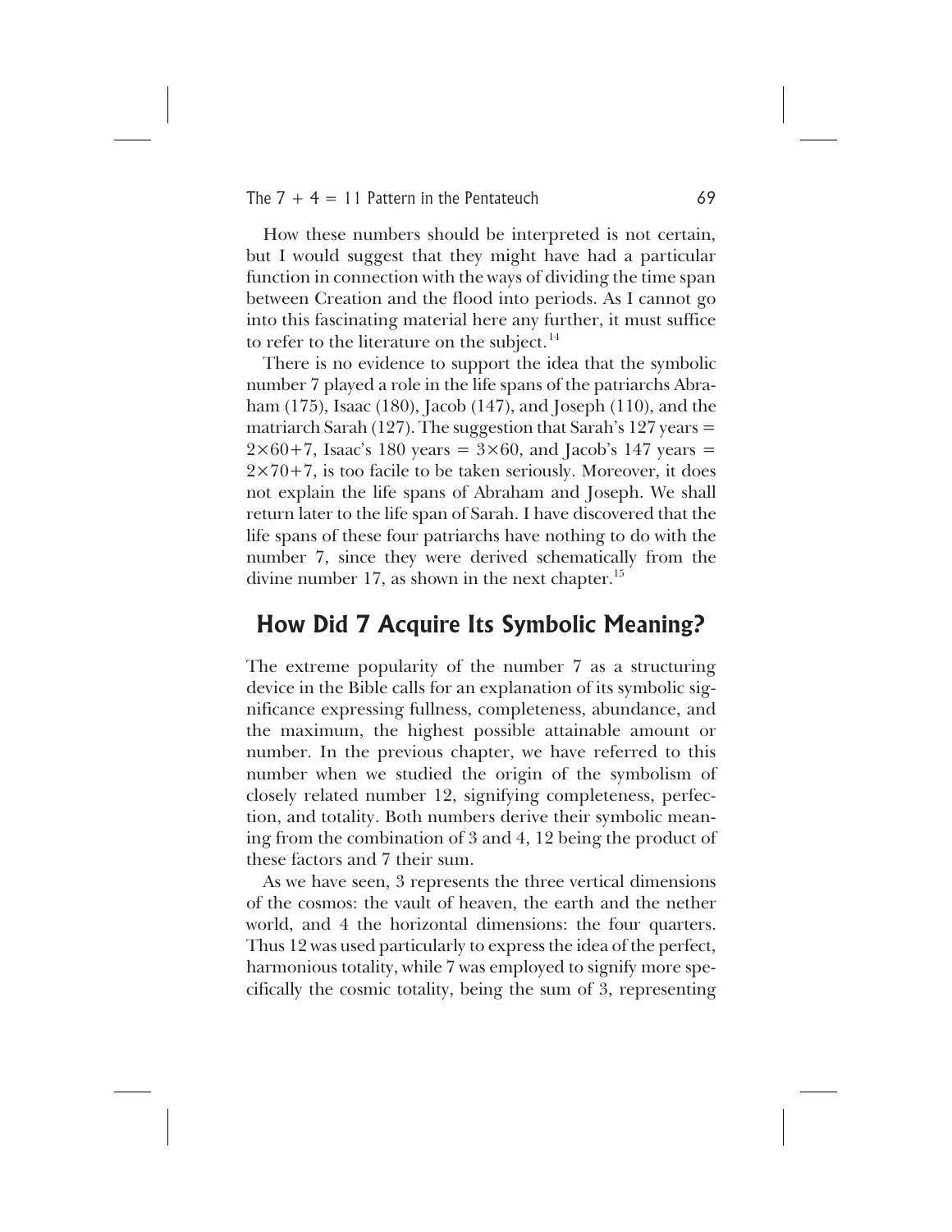How these numbers should be interpreted is not certain, but I would suggest that they might have had a particular function in connection with the ways of dividing the time span between Creation and the flood into periods. As I cannot go into this fascinating material here any further, it must suffice to refer to the literature on the subject.[14]

There is no evidence to support the idea that the symbolic number 7 played a role in the life spans of the patriarchs Abraham (175), Isaac (180), Jacob (147), and Joseph (110), and the matriarch Sarah (127). The suggestion that Sarah's 127 years = $2\times60+7$, Isaac's 180 years = $3\times60$, and Jacob's 147 years = $2\times70+7$, is too facile to be taken seriously. Moreover, it does not explain the life spans of Abraham and Joseph. We shall return later to the life span of Sarah. I have discovered that the life spans of these four patriarchs have nothing to do with the number 7, since they were derived schematically from the divine number 17, as shown in the next chapter.[15]

## How Did 7 Acquire Its Symbolic Meaning?

The extreme popularity of the number 7 as a structuring device in the Bible calls for an explanation of its symbolic significance expressing fullness, completeness, abundance, and the maximum, the highest possible attainable amount or number. In the previous chapter, we have referred to this number when we studied the origin of the symbolism of closely related number 12, signifying completeness, perfection, and totality. Both numbers derive their symbolic meaning from the combination of 3 and 4, 12 being the product of these factors and 7 their sum.

As we have seen, 3 represents the three vertical dimensions of the cosmos: the vault of heaven, the earth and the nether world, and 4 the horizontal dimensions: the four quarters. Thus 12 was used particularly to express the idea of the perfect, harmonious totality, while 7 was employed to signify more specifically the cosmic totality, being the sum of 3, representing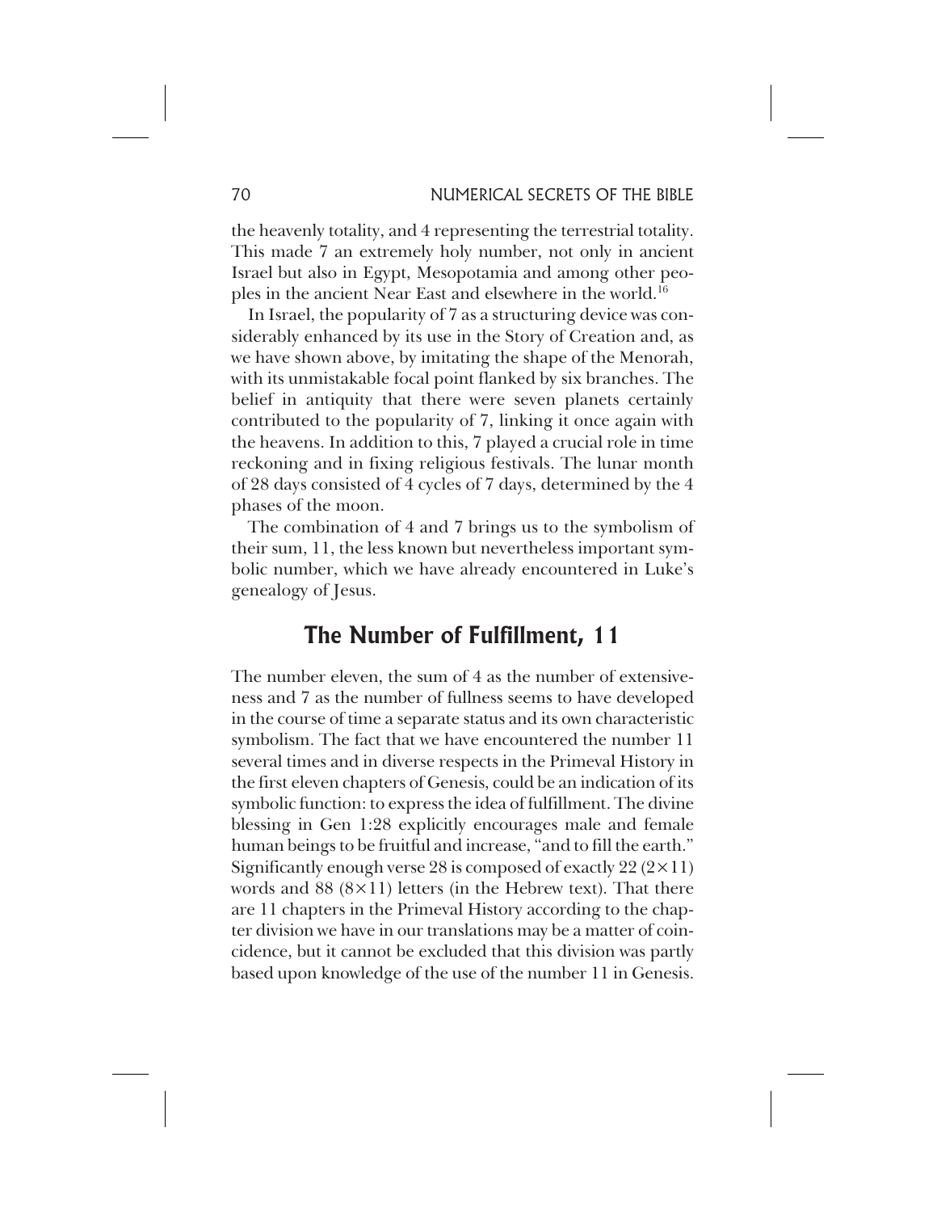the heavenly totality, and 4 representing the terrestrial totality. This made 7 an extremely holy number, not only in ancient Israel but also in Egypt, Mesopotamia and among other peoples in the ancient Near East and elsewhere in the world.[16]

In Israel, the popularity of 7 as a structuring device was considerably enhanced by its use in the Story of Creation and, as we have shown above, by imitating the shape of the Menorah, with its unmistakable focal point flanked by six branches. The belief in antiquity that there were seven planets certainly contributed to the popularity of 7, linking it once again with the heavens. In addition to this, 7 played a crucial role in time reckoning and in fixing religious festivals. The lunar month of 28 days consisted of 4 cycles of 7 days, determined by the 4 phases of the moon.

The combination of 4 and 7 brings us to the symbolism of their sum, 11, the less known but nevertheless important symbolic number, which we have already encountered in Luke's genealogy of Jesus.

## The Number of Fulfillment, 11

The number eleven, the sum of 4 as the number of extensiveness and 7 as the number of fullness seems to have developed in the course of time a separate status and its own characteristic symbolism. The fact that we have encountered the number 11 several times and in diverse respects in the Primeval History in the first eleven chapters of Genesis, could be an indication of its symbolic function: to express the idea of fulfillment. The divine blessing in Gen 1:28 explicitly encourages male and female human beings to be fruitful and increase, "and to fill the earth." Significantly enough verse 28 is composed of exactly 22 ($2 \times 11$) words and 88 ($8 \times 11$) letters (in the Hebrew text). That there are 11 chapters in the Primeval History according to the chapter division we have in our translations may be a matter of coincidence, but it cannot be excluded that this division was partly based upon knowledge of the use of the number 11 in Genesis.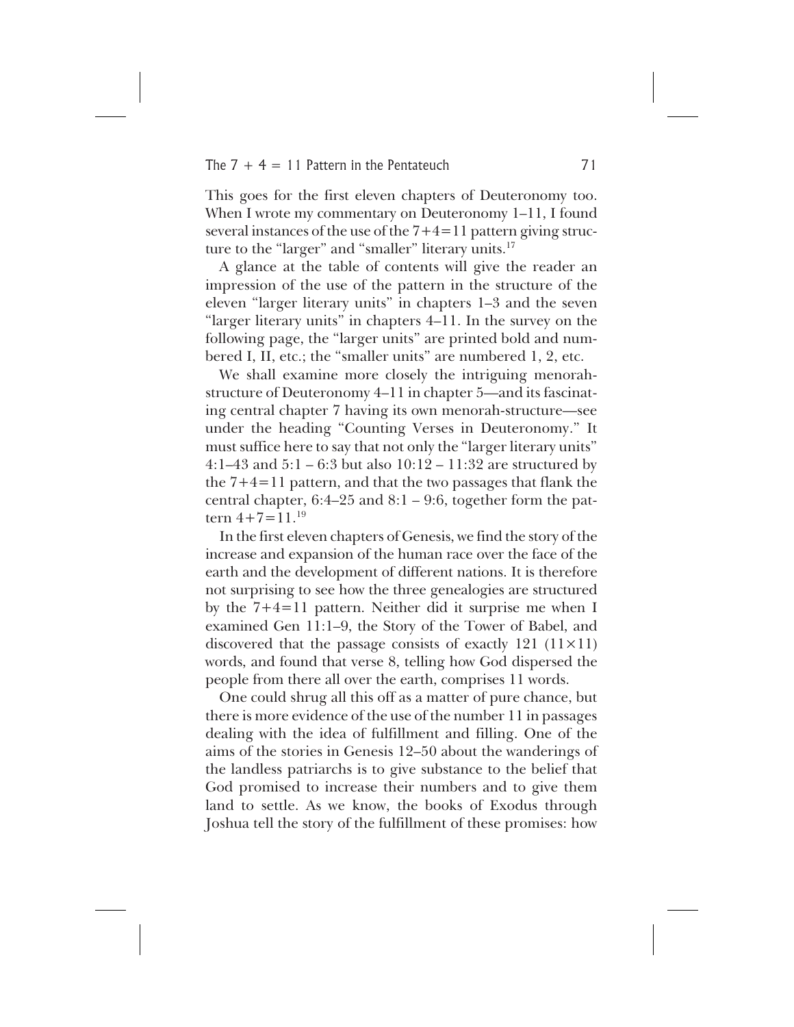This goes for the first eleven chapters of Deuteronomy too. When I wrote my commentary on Deuteronomy 1–11, I found several instances of the use of the 7+4=11 pattern giving structure to the "larger" and "smaller" literary units.[17]

A glance at the table of contents will give the reader an impression of the use of the pattern in the structure of the eleven "larger literary units" in chapters 1–3 and the seven "larger literary units" in chapters 4–11. In the survey on the following page, the "larger units" are printed bold and numbered I, II, etc.; the "smaller units" are numbered 1, 2, etc.

We shall examine more closely the intriguing menorah-structure of Deuteronomy 4–11 in chapter 5—and its fascinating central chapter 7 having its own menorah-structure—see under the heading "Counting Verses in Deuteronomy." It must suffice here to say that not only the "larger literary units" 4:1–43 and 5:1 – 6:3 but also 10:12 – 11:32 are structured by the 7+4=11 pattern, and that the two passages that flank the central chapter, 6:4–25 and 8:1 – 9:6, together form the pattern 4+7=11.[19]

In the first eleven chapters of Genesis, we find the story of the increase and expansion of the human race over the face of the earth and the development of different nations. It is therefore not surprising to see how the three genealogies are structured by the 7+4=11 pattern. Neither did it surprise me when I examined Gen 11:1–9, the Story of the Tower of Babel, and discovered that the passage consists of exactly 121 (11×11) words, and found that verse 8, telling how God dispersed the people from there all over the earth, comprises 11 words.

One could shrug all this off as a matter of pure chance, but there is more evidence of the use of the number 11 in passages dealing with the idea of fulfillment and filling. One of the aims of the stories in Genesis 12–50 about the wanderings of the landless patriarchs is to give substance to the belief that God promised to increase their numbers and to give them land to settle. As we know, the books of Exodus through Joshua tell the story of the fulfillment of these promises: how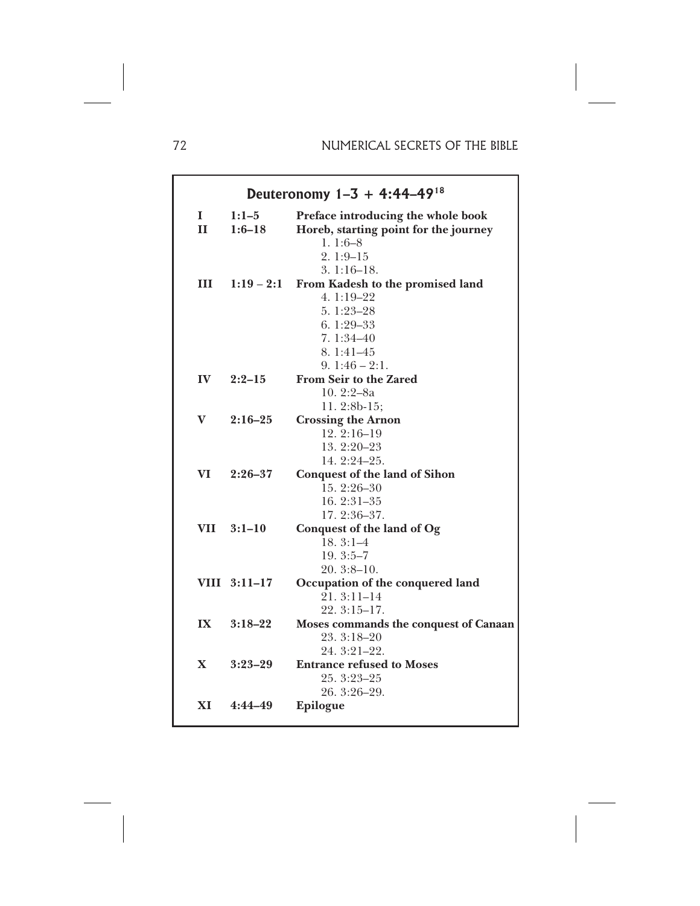## Deuteronomy 1–3 + 4:44–49[18]

| | | |
|---|---|---|
| **I** | **1:1–5** | **Preface introducing the whole book** |
| **II** | **1:6–18** | **Horeb, starting point for the journey** |
| | | 1. 1:6–8 |
| | | 2. 1:9–15 |
| | | 3. 1:16–18. |
| **III** | **1:19 – 2:1** | **From Kadesh to the promised land** |
| | | 4. 1:19–22 |
| | | 5. 1:23–28 |
| | | 6. 1:29–33 |
| | | 7. 1:34–40 |
| | | 8. 1:41–45 |
| | | 9. 1:46 – 2:1. |
| **IV** | **2:2–15** | **From Seir to the Zared** |
| | | 10. 2:2–8a |
| | | 11. 2:8b-15; |
| **V** | **2:16–25** | **Crossing the Arnon** |
| | | 12. 2:16–19 |
| | | 13. 2:20–23 |
| | | 14. 2:24–25. |
| **VI** | **2:26–37** | **Conquest of the land of Sihon** |
| | | 15. 2:26–30 |
| | | 16. 2:31–35 |
| | | 17. 2:36–37. |
| **VII** | **3:1–10** | **Conquest of the land of Og** |
| | | 18. 3:1–4 |
| | | 19. 3:5–7 |
| | | 20. 3:8–10. |
| **VIII** | **3:11–17** | **Occupation of the conquered land** |
| | | 21. 3:11–14 |
| | | 22. 3:15–17. |
| **IX** | **3:18–22** | **Moses commands the conquest of Canaan** |
| | | 23. 3:18–20 |
| | | 24. 3:21–22. |
| **X** | **3:23–29** | **Entrance refused to Moses** |
| | | 25. 3:23–25 |
| | | 26. 3:26–29. |
| **XI** | **4:44–49** | **Epilogue** |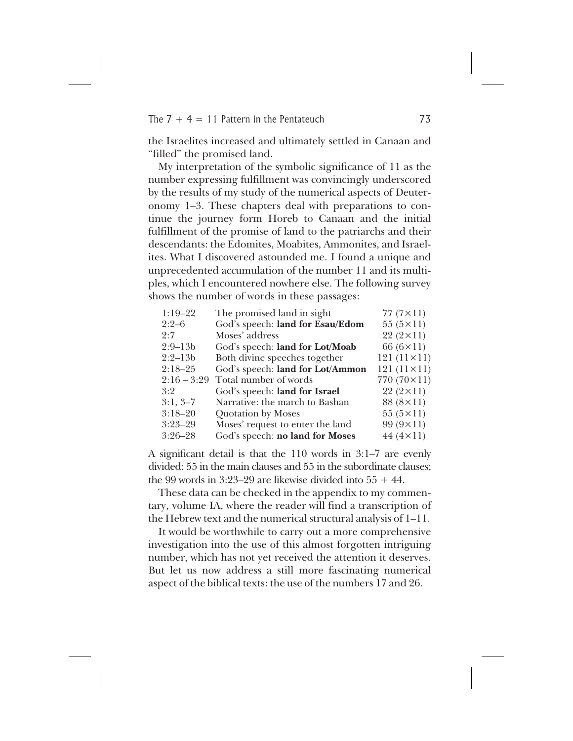the Israelites increased and ultimately settled in Canaan and "filled" the promised land.

My interpretation of the symbolic significance of 11 as the number expressing fulfillment was convincingly underscored by the results of my study of the numerical aspects of Deuteronomy 1–3. These chapters deal with preparations to continue the journey form Horeb to Canaan and the initial fulfillment of the promise of land to the patriarchs and their descendants: the Edomites, Moabites, Ammonites, and Israelites. What I discovered astounded me. I found a unique and unprecedented accumulation of the number 11 and its multiples, which I encountered nowhere else. The following survey shows the number of words in these passages:

| | | |
|---|---|---|
| 1:19–22 | The promised land in sight | 77 (7×11) |
| 2:2–6 | God's speech: **land for Esau/Edom** | 55 (5×11) |
| 2:7 | Moses' address | 22 (2×11) |
| 2:9–13b | God's speech: **land for Lot/Moab** | 66 (6×11) |
| 2:2–13b | Both divine speeches together | 121 (11×11) |
| 2:18–25 | God's speech: **land for Lot/Ammon** | 121 (11×11) |
| 2:16 – 3:29 | Total number of words | 770 (70×11) |
| 3:2 | God's speech: **land for Israel** | 22 (2×11) |
| 3:1, 3–7 | Narrative: the march to Bashan | 88 (8×11) |
| 3:18–20 | Quotation by Moses | 55 (5×11) |
| 3:23–29 | Moses' request to enter the land | 99 (9×11) |
| 3:26–28 | God's speech: **no land for Moses** | 44 (4×11) |

A significant detail is that the 110 words in 3:1–7 are evenly divided: 55 in the main clauses and 55 in the subordinate clauses; the 99 words in 3:23–29 are likewise divided into 55 + 44.

These data can be checked in the appendix to my commentary, volume IA, where the reader will find a transcription of the Hebrew text and the numerical structural analysis of 1–11.

It would be worthwhile to carry out a more comprehensive investigation into the use of this almost forgotten intriguing number, which has not yet received the attention it deserves. But let us now address a still more fascinating numerical aspect of the biblical texts: the use of the numbers 17 and 26.